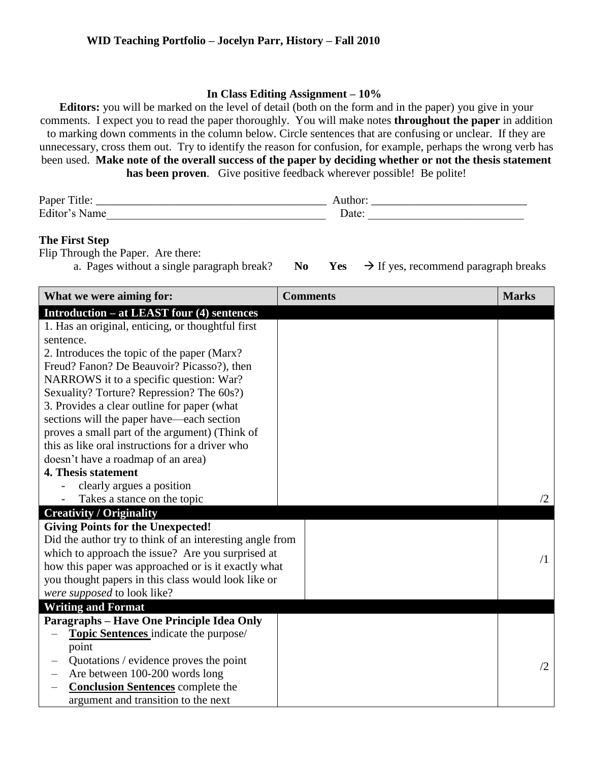**WID Teaching Portfolio – Jocelyn Parr, History – Fall 2010**

## In Class Editing Assignment – 10%

**Editors:** you will be marked on the level of detail (both on the form and in the paper) you give in your comments. I expect you to read the paper thoroughly. You will make notes **throughout the paper** in addition to marking down comments in the column below. Circle sentences that are confusing or unclear. If they are unnecessary, cross them out. Try to identify the reason for confusion, for example, perhaps the wrong verb has been used. **Make note of the overall success of the paper by deciding whether or not the thesis statement has been proven**. Give positive feedback wherever possible! Be polite!

Paper Title: ________________________________________ Author: __________________________
Editor's Name_____________________________________ Date: ___________________________

**The First Step**

Flip Through the Paper. Are there:

a. Pages without a single paragraph break? **No** **Yes** → If yes, recommend paragraph breaks

| What we were aiming for: | Comments | Marks |
|---|---|---|
| **Introduction – at LEAST four (4) sentences** | | |
| 1. Has an original, enticing, or thoughtful first sentence.<br>2. Introduces the topic of the paper (Marx? Freud? Fanon? De Beauvoir? Picasso?), then NARROWS it to a specific question: War? Sexuality? Torture? Repression? The 60s?)<br>3. Provides a clear outline for paper (what sections will the paper have—each section proves a small part of the argument) (Think of this as like oral instructions for a driver who doesn't have a roadmap of an area)<br>**4. Thesis statement**<br>- clearly argues a position<br>- Takes a stance on the topic | | /2 |
| **Creativity / Originality** | | |
| **Giving Points for the Unexpected!**<br>Did the author try to think of an interesting angle from which to approach the issue? Are you surprised at how this paper was approached or is it exactly what you thought papers in this class would look like or *were supposed* to look like? | | /1 |
| **Writing and Format** | | |
| **Paragraphs – Have One Principle Idea Only**<br>– **Topic Sentences** indicate the purpose/ point<br>– Quotations / evidence proves the point<br>– Are between 100-200 words long<br>– **Conclusion Sentences** complete the argument and transition to the next | | /2 |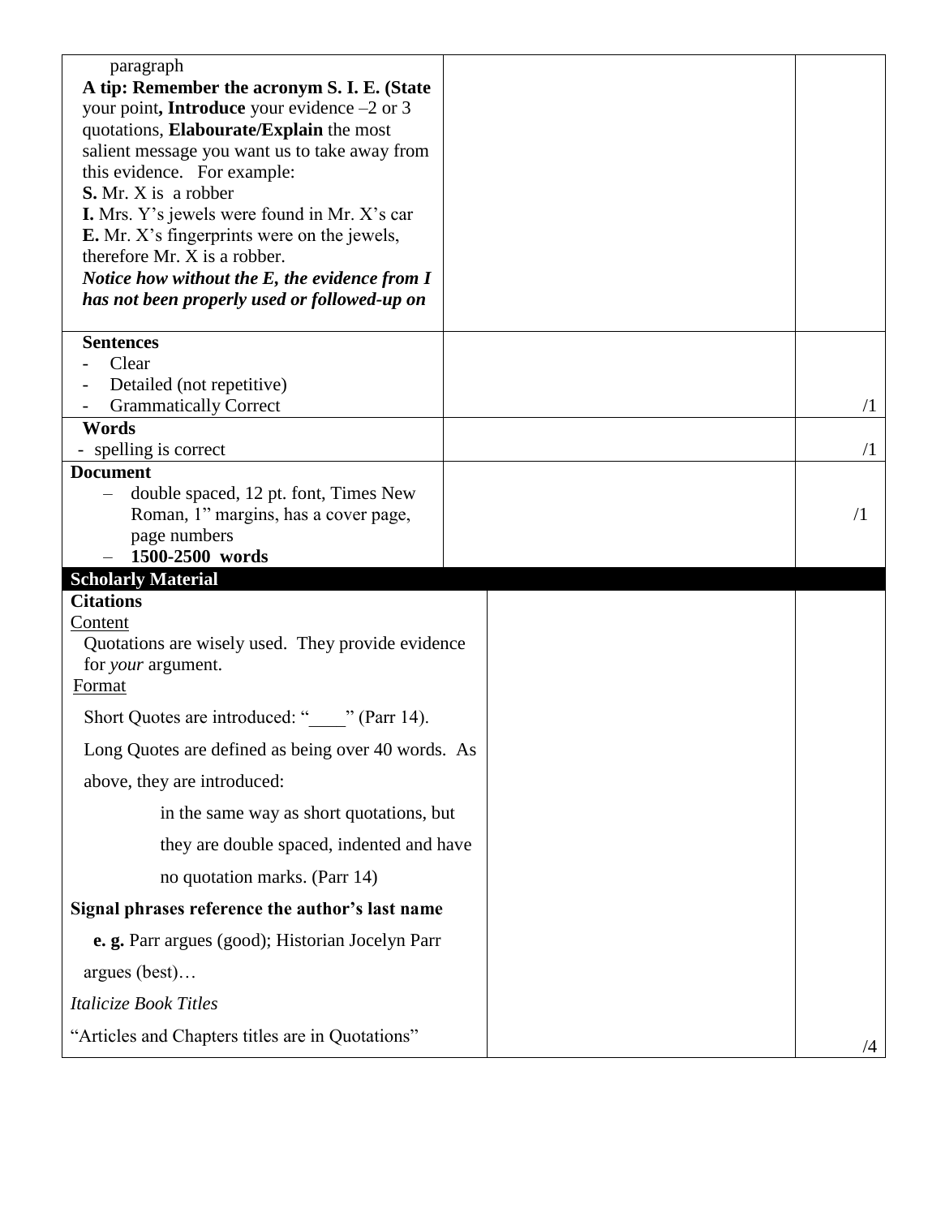| | | |
|---|---|---|
| paragraph<br>**A tip: Remember the acronym S. I. E. (State** your point**, Introduce** your evidence –2 or 3 quotations, **Elabourate/Explain** the most salient message you want us to take away from this evidence. For example:<br>**S.** Mr. X is a robber<br>**I.** Mrs. Y's jewels were found in Mr. X's car<br>**E.** Mr. X's fingerprints were on the jewels, therefore Mr. X is a robber.<br>***Notice how without the E, the evidence from I has not been properly used or followed-up on*** | | |
| **Sentences**<br>- Clear<br>- Detailed (not repetitive)<br>- Grammatically Correct | | /1 |
| **Words**<br>- spelling is correct | | /1 |
| **Document**<br>– double spaced, 12 pt. font, Times New Roman, 1" margins, has a cover page, page numbers<br>– **1500-2500 words** | | /1 |
| **Scholarly Material** | | |
| **Citations**<br>Content<br>Quotations are wisely used. They provide evidence for *your* argument.<br>Format<br>Short Quotes are introduced: "____" (Parr 14).<br>Long Quotes are defined as being over 40 words. As above, they are introduced:<br>in the same way as short quotations, but they are double spaced, indented and have no quotation marks. (Parr 14)<br>**Signal phrases reference the author's last name**<br>**e. g.** Parr argues (good); Historian Jocelyn Parr argues (best)…<br>*Italicize Book Titles*<br>"Articles and Chapters titles are in Quotations" | | /4 |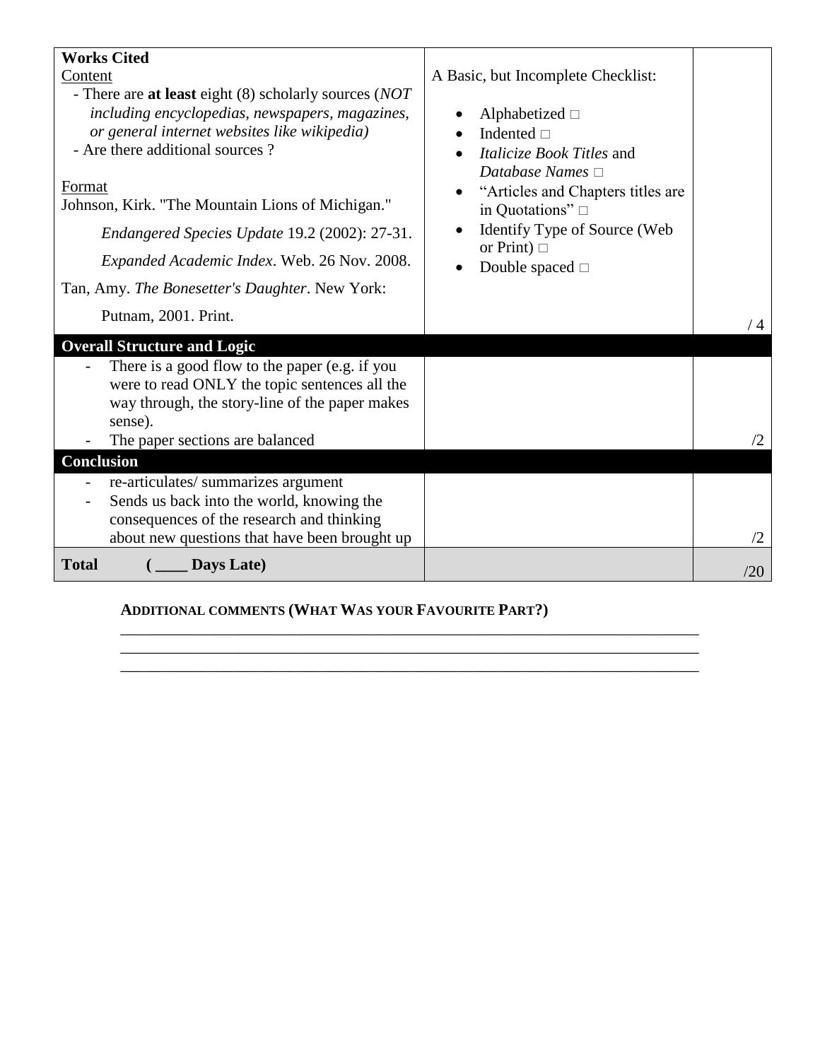| | | |
|---|---|---|
| **Works Cited**<br>Content<br>- There are **at least** eight (8) scholarly sources (*NOT including encyclopedias, newspapers, magazines, or general internet websites like wikipedia)*<br>- Are there additional sources ?<br><br>Format<br>Johnson, Kirk. "The Mountain Lions of Michigan." *Endangered Species Update* 19.2 (2002): 27-31. *Expanded Academic Index*. Web. 26 Nov. 2008.<br>Tan, Amy. *The Bonesetter's Daughter*. New York: Putnam, 2001. Print. | A Basic, but Incomplete Checklist:<br>• Alphabetized □<br>• Indented □<br>• *Italicize Book Titles* and *Database Names* □<br>• "Articles and Chapters titles are in Quotations" □<br>• Identify Type of Source (Web or Print) □<br>• Double spaced □ | / 4 |
| **Overall Structure and Logic** | | |
| - There is a good flow to the paper (e.g. if you were to read ONLY the topic sentences all the way through, the story-line of the paper makes sense).<br>- The paper sections are balanced | | /2 |
| **Conclusion** | | |
| - re-articulates/ summarizes argument<br>- Sends us back into the world, knowing the consequences of the research and thinking about new questions that have been brought up | | /2 |
| **Total ( ____ Days Late)** | | /20 |

**ADDITIONAL COMMENTS (WHAT WAS YOUR FAVOURITE PART?)**

_______________________________________________________________________________

_______________________________________________________________________________

_______________________________________________________________________________